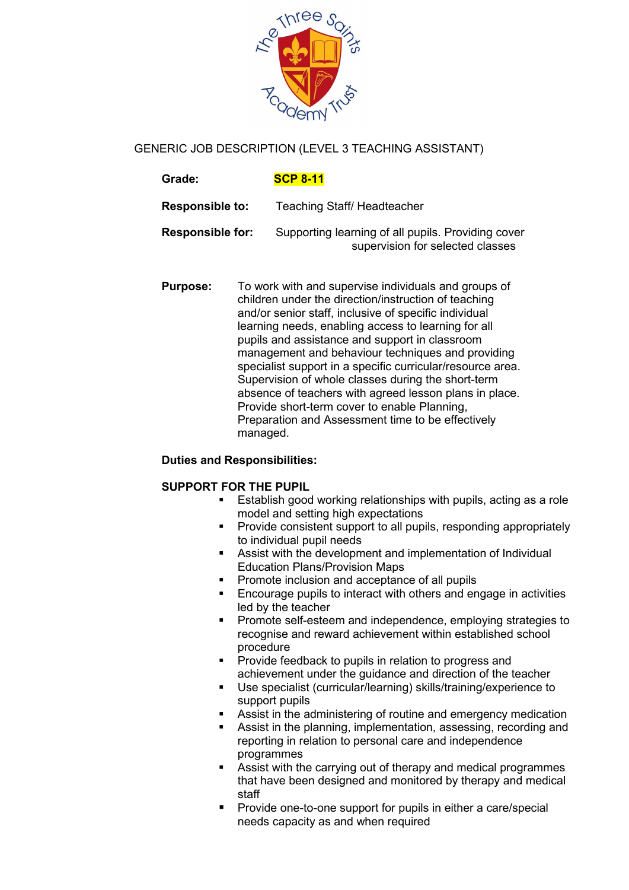# GENERIC JOB DESCRIPTION (LEVEL 3 TEACHING ASSISTANT)

**Grade:** **SCP 8-11**

**Responsible to:** Teaching Staff/ Headteacher

**Responsible for:** Supporting learning of all pupils. Providing cover supervision for selected classes

**Purpose:** To work with and supervise individuals and groups of children under the direction/instruction of teaching and/or senior staff, inclusive of specific individual learning needs, enabling access to learning for all pupils and assistance and support in classroom management and behaviour techniques and providing specialist support in a specific curricular/resource area. Supervision of whole classes during the short-term absence of teachers with agreed lesson plans in place. Provide short-term cover to enable Planning, Preparation and Assessment time to be effectively managed.

## Duties and Responsibilities:

### SUPPORT FOR THE PUPIL

- Establish good working relationships with pupils, acting as a role model and setting high expectations
- Provide consistent support to all pupils, responding appropriately to individual pupil needs
- Assist with the development and implementation of Individual Education Plans/Provision Maps
- Promote inclusion and acceptance of all pupils
- Encourage pupils to interact with others and engage in activities led by the teacher
- Promote self-esteem and independence, employing strategies to recognise and reward achievement within established school procedure
- Provide feedback to pupils in relation to progress and achievement under the guidance and direction of the teacher
- Use specialist (curricular/learning) skills/training/experience to support pupils
- Assist in the administering of routine and emergency medication
- Assist in the planning, implementation, assessing, recording and reporting in relation to personal care and independence programmes
- Assist with the carrying out of therapy and medical programmes that have been designed and monitored by therapy and medical staff
- Provide one-to-one support for pupils in either a care/special needs capacity as and when required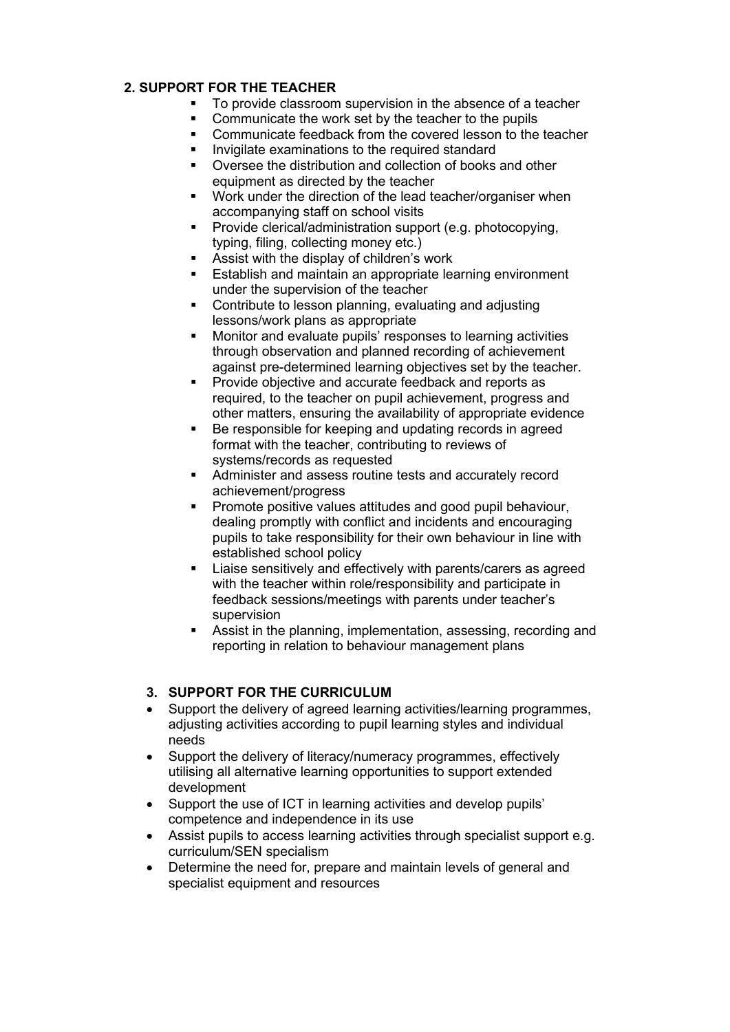## 2. SUPPORT FOR THE TEACHER

- To provide classroom supervision in the absence of a teacher
- Communicate the work set by the teacher to the pupils
- Communicate feedback from the covered lesson to the teacher
- Invigilate examinations to the required standard
- Oversee the distribution and collection of books and other equipment as directed by the teacher
- Work under the direction of the lead teacher/organiser when accompanying staff on school visits
- Provide clerical/administration support (e.g. photocopying, typing, filing, collecting money etc.)
- Assist with the display of children's work
- Establish and maintain an appropriate learning environment under the supervision of the teacher
- Contribute to lesson planning, evaluating and adjusting lessons/work plans as appropriate
- Monitor and evaluate pupils' responses to learning activities through observation and planned recording of achievement against pre-determined learning objectives set by the teacher.
- Provide objective and accurate feedback and reports as required, to the teacher on pupil achievement, progress and other matters, ensuring the availability of appropriate evidence
- Be responsible for keeping and updating records in agreed format with the teacher, contributing to reviews of systems/records as requested
- Administer and assess routine tests and accurately record achievement/progress
- Promote positive values attitudes and good pupil behaviour, dealing promptly with conflict and incidents and encouraging pupils to take responsibility for their own behaviour in line with established school policy
- Liaise sensitively and effectively with parents/carers as agreed with the teacher within role/responsibility and participate in feedback sessions/meetings with parents under teacher's supervision
- Assist in the planning, implementation, assessing, recording and reporting in relation to behaviour management plans

## 3. SUPPORT FOR THE CURRICULUM

- Support the delivery of agreed learning activities/learning programmes, adjusting activities according to pupil learning styles and individual needs
- Support the delivery of literacy/numeracy programmes, effectively utilising all alternative learning opportunities to support extended development
- Support the use of ICT in learning activities and develop pupils' competence and independence in its use
- Assist pupils to access learning activities through specialist support e.g. curriculum/SEN specialism
- Determine the need for, prepare and maintain levels of general and specialist equipment and resources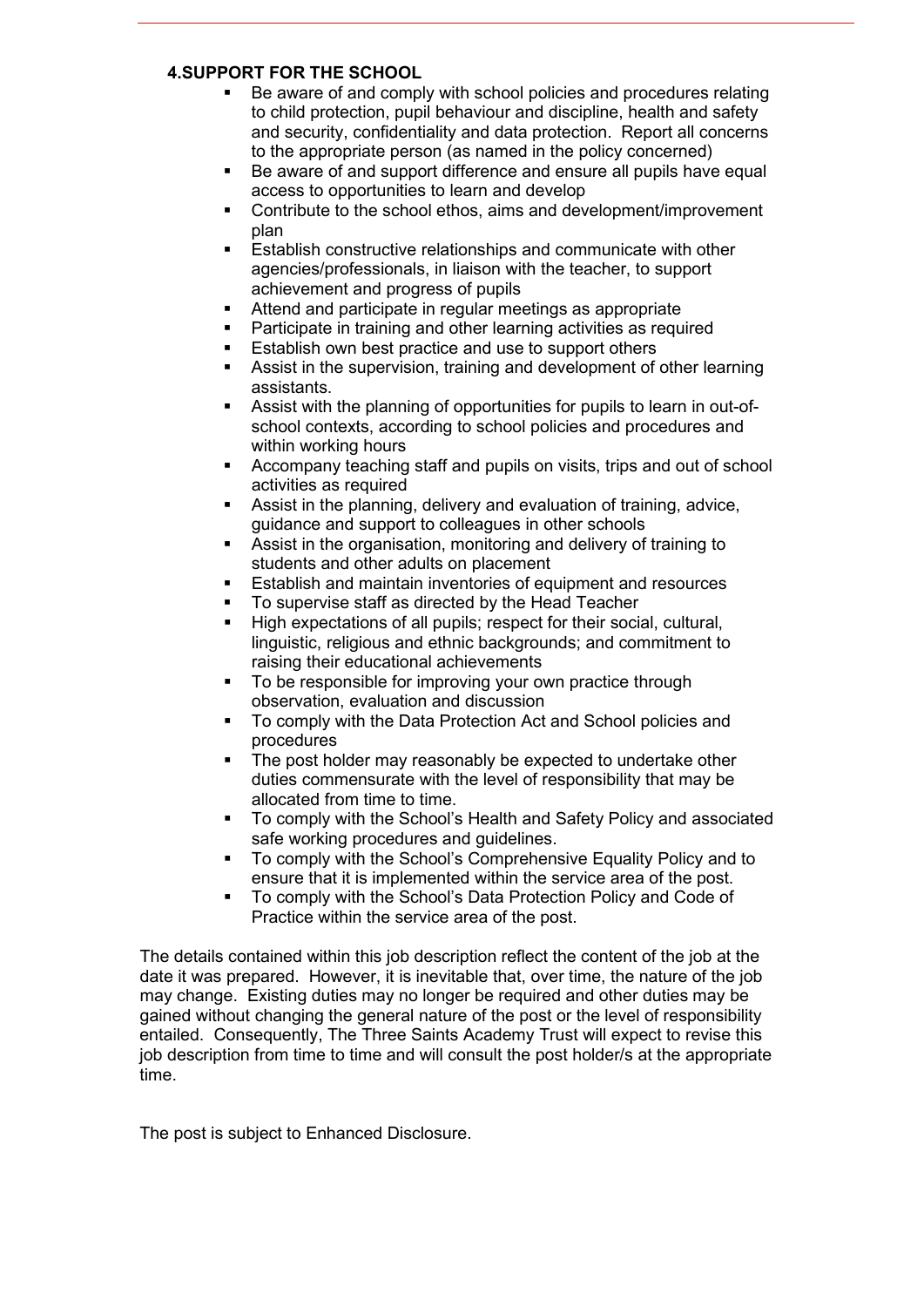## 4.SUPPORT FOR THE SCHOOL

- Be aware of and comply with school policies and procedures relating to child protection, pupil behaviour and discipline, health and safety and security, confidentiality and data protection. Report all concerns to the appropriate person (as named in the policy concerned)
- Be aware of and support difference and ensure all pupils have equal access to opportunities to learn and develop
- Contribute to the school ethos, aims and development/improvement plan
- Establish constructive relationships and communicate with other agencies/professionals, in liaison with the teacher, to support achievement and progress of pupils
- Attend and participate in regular meetings as appropriate
- Participate in training and other learning activities as required
- Establish own best practice and use to support others
- Assist in the supervision, training and development of other learning assistants.
- Assist with the planning of opportunities for pupils to learn in out-of-school contexts, according to school policies and procedures and within working hours
- Accompany teaching staff and pupils on visits, trips and out of school activities as required
- Assist in the planning, delivery and evaluation of training, advice, guidance and support to colleagues in other schools
- Assist in the organisation, monitoring and delivery of training to students and other adults on placement
- Establish and maintain inventories of equipment and resources
- To supervise staff as directed by the Head Teacher
- High expectations of all pupils; respect for their social, cultural, linguistic, religious and ethnic backgrounds; and commitment to raising their educational achievements
- To be responsible for improving your own practice through observation, evaluation and discussion
- To comply with the Data Protection Act and School policies and procedures
- The post holder may reasonably be expected to undertake other duties commensurate with the level of responsibility that may be allocated from time to time.
- To comply with the School's Health and Safety Policy and associated safe working procedures and guidelines.
- To comply with the School's Comprehensive Equality Policy and to ensure that it is implemented within the service area of the post.
- To comply with the School's Data Protection Policy and Code of Practice within the service area of the post.

The details contained within this job description reflect the content of the job at the date it was prepared. However, it is inevitable that, over time, the nature of the job may change. Existing duties may no longer be required and other duties may be gained without changing the general nature of the post or the level of responsibility entailed. Consequently, The Three Saints Academy Trust will expect to revise this job description from time to time and will consult the post holder/s at the appropriate time.

The post is subject to Enhanced Disclosure.